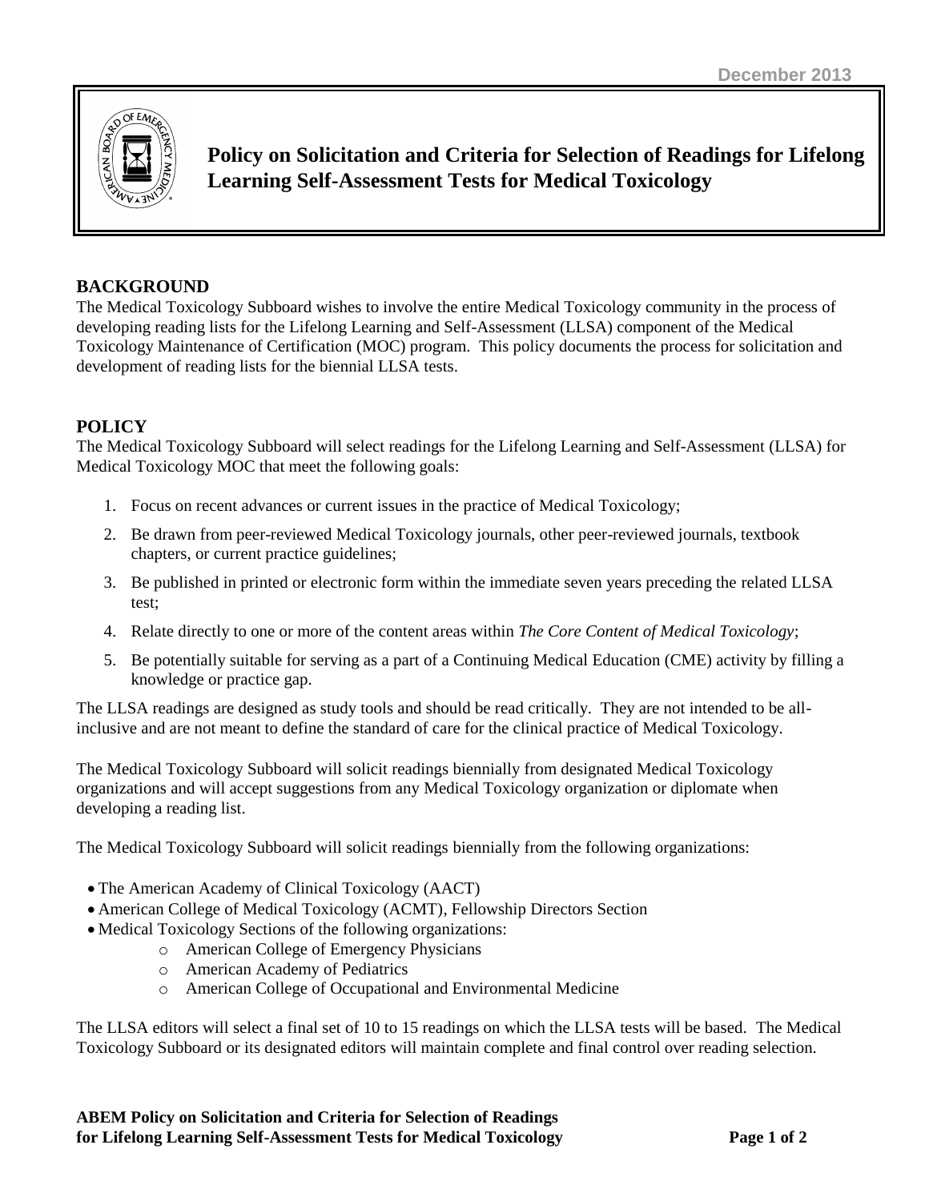December 2013

# Policy on Solicitation and Criteria for Selection of Readings for Lifelong Learning Self-Assessment Tests for Medical Toxicology

## BACKGROUND

The Medical Toxicology Subboard wishes to involve the entire Medical Toxicology community in the process of developing reading lists for the Lifelong Learning and Self-Assessment (LLSA) component of the Medical Toxicology Maintenance of Certification (MOC) program. This policy documents the process for solicitation and development of reading lists for the biennial LLSA tests.

## POLICY

The Medical Toxicology Subboard will select readings for the Lifelong Learning and Self-Assessment (LLSA) for Medical Toxicology MOC that meet the following goals:

1. Focus on recent advances or current issues in the practice of Medical Toxicology;
2. Be drawn from peer-reviewed Medical Toxicology journals, other peer-reviewed journals, textbook chapters, or current practice guidelines;
3. Be published in printed or electronic form within the immediate seven years preceding the related LLSA test;
4. Relate directly to one or more of the content areas within *The Core Content of Medical Toxicology*;
5. Be potentially suitable for serving as a part of a Continuing Medical Education (CME) activity by filling a knowledge or practice gap.

The LLSA readings are designed as study tools and should be read critically. They are not intended to be all-inclusive and are not meant to define the standard of care for the clinical practice of Medical Toxicology.

The Medical Toxicology Subboard will solicit readings biennially from designated Medical Toxicology organizations and will accept suggestions from any Medical Toxicology organization or diplomate when developing a reading list.

The Medical Toxicology Subboard will solicit readings biennially from the following organizations:

- The American Academy of Clinical Toxicology (AACT)
- American College of Medical Toxicology (ACMT), Fellowship Directors Section
- Medical Toxicology Sections of the following organizations:
  - American College of Emergency Physicians
  - American Academy of Pediatrics
  - American College of Occupational and Environmental Medicine

The LLSA editors will select a final set of 10 to 15 readings on which the LLSA tests will be based. The Medical Toxicology Subboard or its designated editors will maintain complete and final control over reading selection.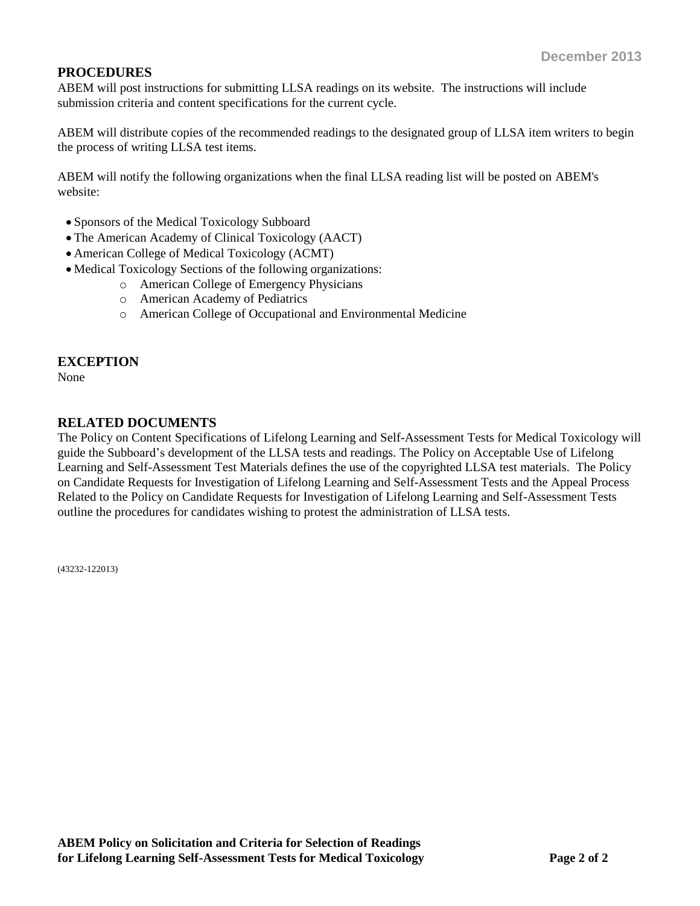December 2013

## PROCEDURES

ABEM will post instructions for submitting LLSA readings on its website. The instructions will include submission criteria and content specifications for the current cycle.

ABEM will distribute copies of the recommended readings to the designated group of LLSA item writers to begin the process of writing LLSA test items.

ABEM will notify the following organizations when the final LLSA reading list will be posted on ABEM's website:

- Sponsors of the Medical Toxicology Subboard
- The American Academy of Clinical Toxicology (AACT)
- American College of Medical Toxicology (ACMT)
- Medical Toxicology Sections of the following organizations:
  - American College of Emergency Physicians
  - American Academy of Pediatrics
  - American College of Occupational and Environmental Medicine

## EXCEPTION

None

## RELATED DOCUMENTS

The Policy on Content Specifications of Lifelong Learning and Self-Assessment Tests for Medical Toxicology will guide the Subboard's development of the LLSA tests and readings. The Policy on Acceptable Use of Lifelong Learning and Self-Assessment Test Materials defines the use of the copyrighted LLSA test materials. The Policy on Candidate Requests for Investigation of Lifelong Learning and Self-Assessment Tests and the Appeal Process Related to the Policy on Candidate Requests for Investigation of Lifelong Learning and Self-Assessment Tests outline the procedures for candidates wishing to protest the administration of LLSA tests.

(43232-122013)